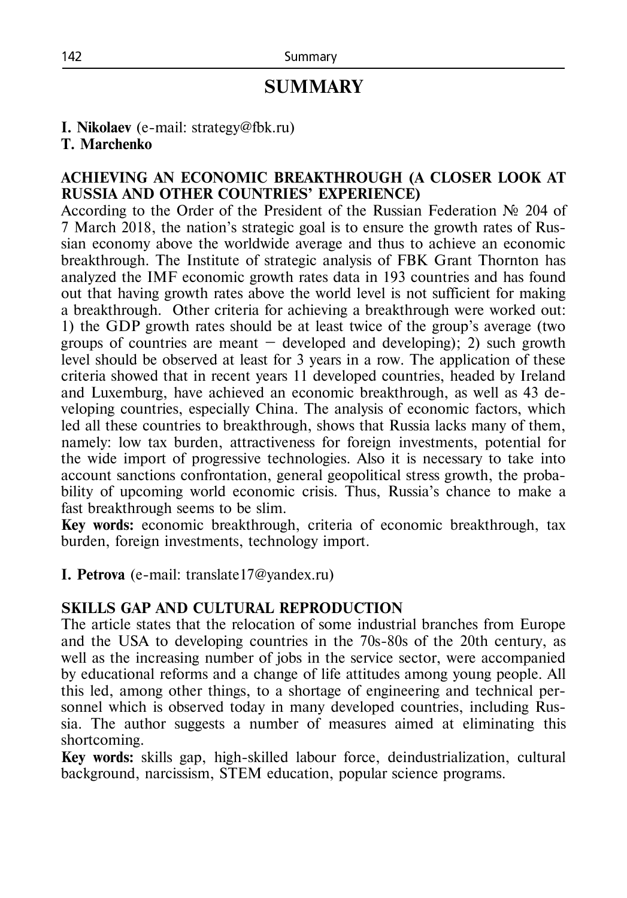# SUMMARY

**I. Nikolaev** (e-mail: strategy@fbk.ru)
**T. Marchenko**

**ACHIEVING AN ECONOMIC BREAKTHROUGH (A CLOSER LOOK AT RUSSIA AND OTHER COUNTRIES' EXPERIENCE)**

According to the Order of the President of the Russian Federation № 204 of 7 March 2018, the nation's strategic goal is to ensure the growth rates of Russian economy above the worldwide average and thus to achieve an economic breakthrough. The Institute of strategic analysis of FBK Grant Thornton has analyzed the IMF economic growth rates data in 193 countries and has found out that having growth rates above the world level is not sufficient for making a breakthrough. Other criteria for achieving a breakthrough were worked out: 1) the GDP growth rates should be at least twice of the group's average (two groups of countries are meant − developed and developing); 2) such growth level should be observed at least for 3 years in a row. The application of these criteria showed that in recent years 11 developed countries, headed by Ireland and Luxemburg, have achieved an economic breakthrough, as well as 43 developing countries, especially China. The analysis of economic factors, which led all these countries to breakthrough, shows that Russia lacks many of them, namely: low tax burden, attractiveness for foreign investments, potential for the wide import of progressive technologies. Also it is necessary to take into account sanctions confrontation, general geopolitical stress growth, the probability of upcoming world economic crisis. Thus, Russia's chance to make a fast breakthrough seems to be slim.

**Key words:** economic breakthrough, criteria of economic breakthrough, tax burden, foreign investments, technology import.

**I. Petrova** (e-mail: translate17@yandex.ru)

**SKILLS GAP AND CULTURAL REPRODUCTION**

The article states that the relocation of some industrial branches from Europe and the USA to developing countries in the 70s-80s of the 20th century, as well as the increasing number of jobs in the service sector, were accompanied by educational reforms and a change of life attitudes among young people. All this led, among other things, to a shortage of engineering and technical personnel which is observed today in many developed countries, including Russia. The author suggests a number of measures aimed at eliminating this shortcoming.

**Key words:** skills gap, high-skilled labour force, deindustrialization, cultural background, narcissism, STEM education, popular science programs.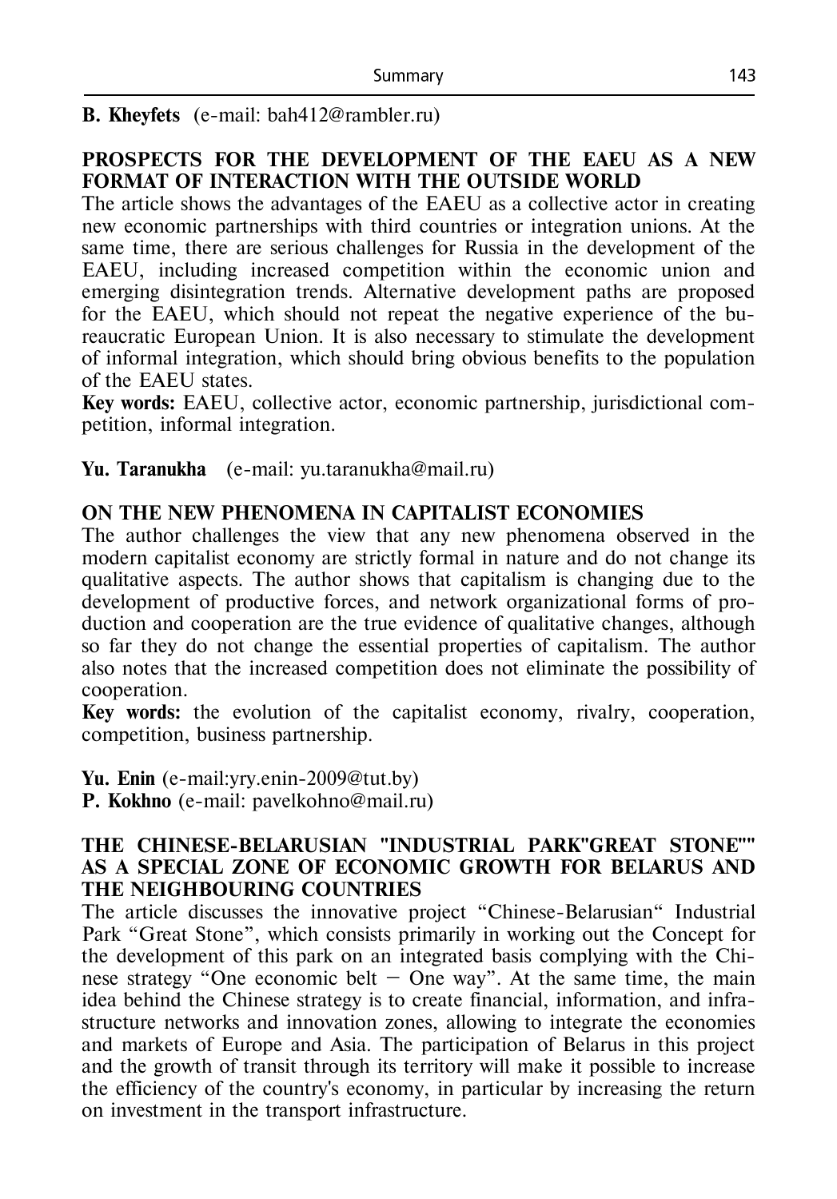**B. Kheyfets** (e-mail: bah412@rambler.ru)

## PROSPECTS FOR THE DEVELOPMENT OF THE EAEU AS A NEW FORMAT OF INTERACTION WITH THE OUTSIDE WORLD

The article shows the advantages of the EAEU as a collective actor in creating new economic partnerships with third countries or integration unions. At the same time, there are serious challenges for Russia in the development of the EAEU, including increased competition within the economic union and emerging disintegration trends. Alternative development paths are proposed for the EAEU, which should not repeat the negative experience of the bureaucratic European Union. It is also necessary to stimulate the development of informal integration, which should bring obvious benefits to the population of the EAEU states.

**Key words:** EAEU, collective actor, economic partnership, jurisdictional competition, informal integration.

**Yu. Taranukha** (e-mail: yu.taranukha@mail.ru)

## ON THE NEW PHENOMENA IN CAPITALIST ECONOMIES

The author challenges the view that any new phenomena observed in the modern capitalist economy are strictly formal in nature and do not change its qualitative aspects. The author shows that capitalism is changing due to the development of productive forces, and network organizational forms of production and cooperation are the true evidence of qualitative changes, although so far they do not change the essential properties of capitalism. The author also notes that the increased competition does not eliminate the possibility of cooperation.

**Key words:** the evolution of the capitalist economy, rivalry, cooperation, competition, business partnership.

**Yu. Enin** (e-mail:yry.enin-2009@tut.by)
**P. Kokhno** (e-mail: pavelkohno@mail.ru)

## THE CHINESE-BELARUSIAN "INDUSTRIAL PARK"GREAT STONE"" AS A SPECIAL ZONE OF ECONOMIC GROWTH FOR BELARUS AND THE NEIGHBOURING COUNTRIES

The article discusses the innovative project "Chinese-Belarusian" Industrial Park "Great Stone", which consists primarily in working out the Concept for the development of this park on an integrated basis complying with the Chinese strategy "One economic belt – One way". At the same time, the main idea behind the Chinese strategy is to create financial, information, and infrastructure networks and innovation zones, allowing to integrate the economies and markets of Europe and Asia. The participation of Belarus in this project and the growth of transit through its territory will make it possible to increase the efficiency of the country's economy, in particular by increasing the return on investment in the transport infrastructure.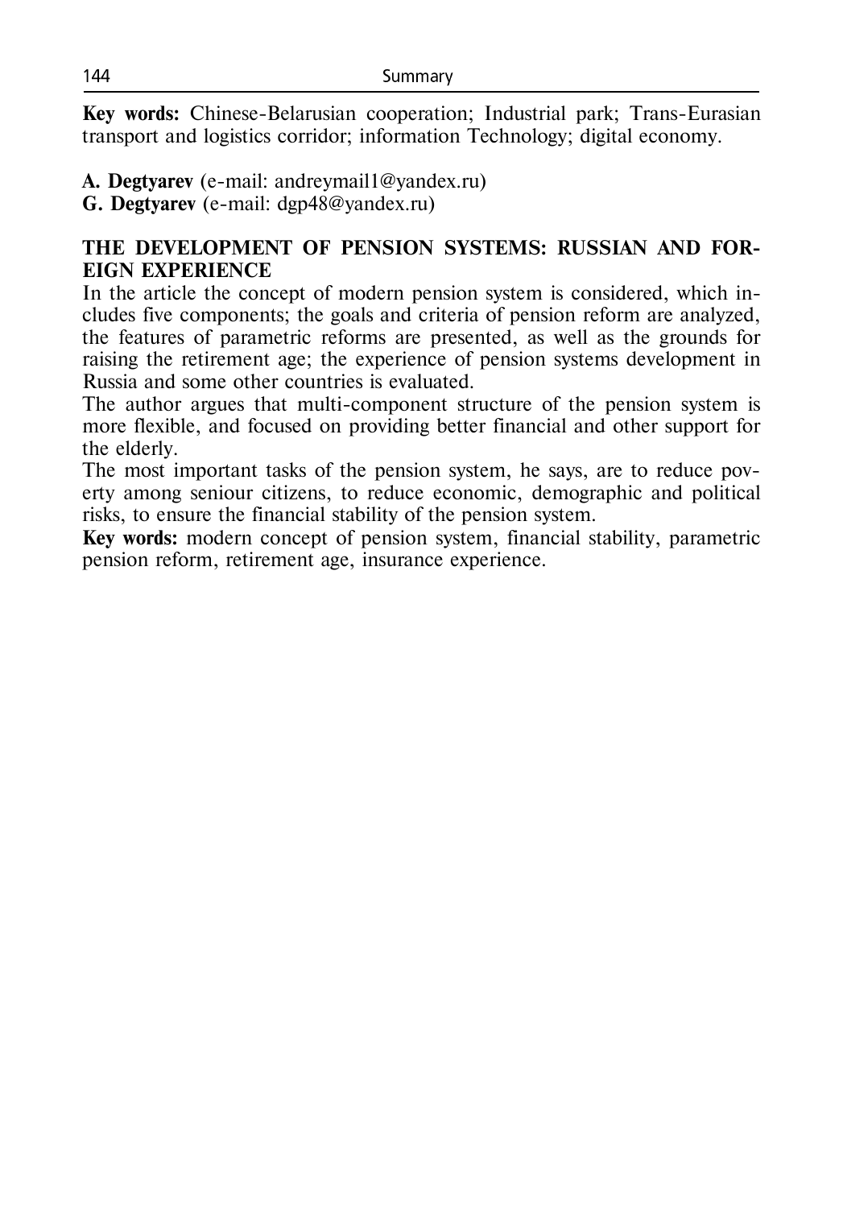**Key words:** Chinese-Belarusian cooperation; Industrial park; Trans-Eurasian transport and logistics corridor; information Technology; digital economy.

**A. Degtyarev** (e-mail: andreymail1@yandex.ru)
**G. Degtyarev** (e-mail: dgp48@yandex.ru)

**THE DEVELOPMENT OF PENSION SYSTEMS: RUSSIAN AND FOREIGN EXPERIENCE**

In the article the concept of modern pension system is considered, which includes five components; the goals and criteria of pension reform are analyzed, the features of parametric reforms are presented, as well as the grounds for raising the retirement age; the experience of pension systems development in Russia and some other countries is evaluated.

The author argues that multi-component structure of the pension system is more flexible, and focused on providing better financial and other support for the elderly.

The most important tasks of the pension system, he says, are to reduce poverty among seniour citizens, to reduce economic, demographic and political risks, to ensure the financial stability of the pension system.

**Key words:** modern concept of pension system, financial stability, parametric pension reform, retirement age, insurance experience.